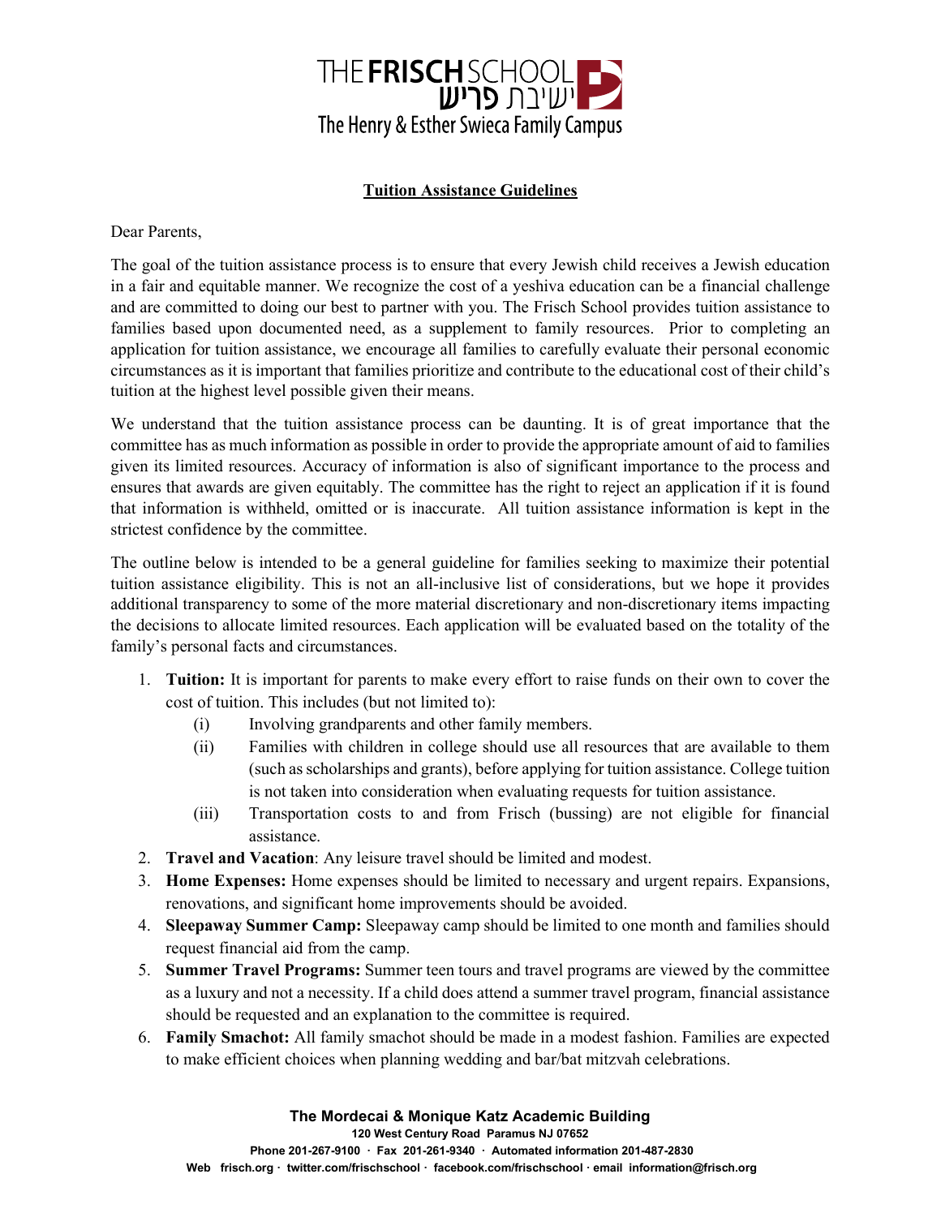THE FRISCH SCHOOL
ישיבת פריש
The Henry & Esther Swieca Family Campus

## Tuition Assistance Guidelines

Dear Parents,

The goal of the tuition assistance process is to ensure that every Jewish child receives a Jewish education in a fair and equitable manner. We recognize the cost of a yeshiva education can be a financial challenge and are committed to doing our best to partner with you. The Frisch School provides tuition assistance to families based upon documented need, as a supplement to family resources. Prior to completing an application for tuition assistance, we encourage all families to carefully evaluate their personal economic circumstances as it is important that families prioritize and contribute to the educational cost of their child's tuition at the highest level possible given their means.

We understand that the tuition assistance process can be daunting. It is of great importance that the committee has as much information as possible in order to provide the appropriate amount of aid to families given its limited resources. Accuracy of information is also of significant importance to the process and ensures that awards are given equitably. The committee has the right to reject an application if it is found that information is withheld, omitted or is inaccurate. All tuition assistance information is kept in the strictest confidence by the committee.

The outline below is intended to be a general guideline for families seeking to maximize their potential tuition assistance eligibility. This is not an all-inclusive list of considerations, but we hope it provides additional transparency to some of the more material discretionary and non-discretionary items impacting the decisions to allocate limited resources. Each application will be evaluated based on the totality of the family's personal facts and circumstances.

1. **Tuition:** It is important for parents to make every effort to raise funds on their own to cover the cost of tuition. This includes (but not limited to):
   - (i) Involving grandparents and other family members.
   - (ii) Families with children in college should use all resources that are available to them (such as scholarships and grants), before applying for tuition assistance. College tuition is not taken into consideration when evaluating requests for tuition assistance.
   - (iii) Transportation costs to and from Frisch (bussing) are not eligible for financial assistance.
2. **Travel and Vacation**: Any leisure travel should be limited and modest.
3. **Home Expenses:** Home expenses should be limited to necessary and urgent repairs. Expansions, renovations, and significant home improvements should be avoided.
4. **Sleepaway Summer Camp:** Sleepaway camp should be limited to one month and families should request financial aid from the camp.
5. **Summer Travel Programs:** Summer teen tours and travel programs are viewed by the committee as a luxury and not a necessity. If a child does attend a summer travel program, financial assistance should be requested and an explanation to the committee is required.
6. **Family Smachot:** All family smachot should be made in a modest fashion. Families are expected to make efficient choices when planning wedding and bar/bat mitzvah celebrations.

**The Mordecai & Monique Katz Academic Building**
**120 West Century Road Paramus NJ 07652**
**Phone 201-267-9100 · Fax 201-261-9340 · Automated information 201-487-2830**
**Web frisch.org · twitter.com/frischschool · facebook.com/frischschool · email information@frisch.org**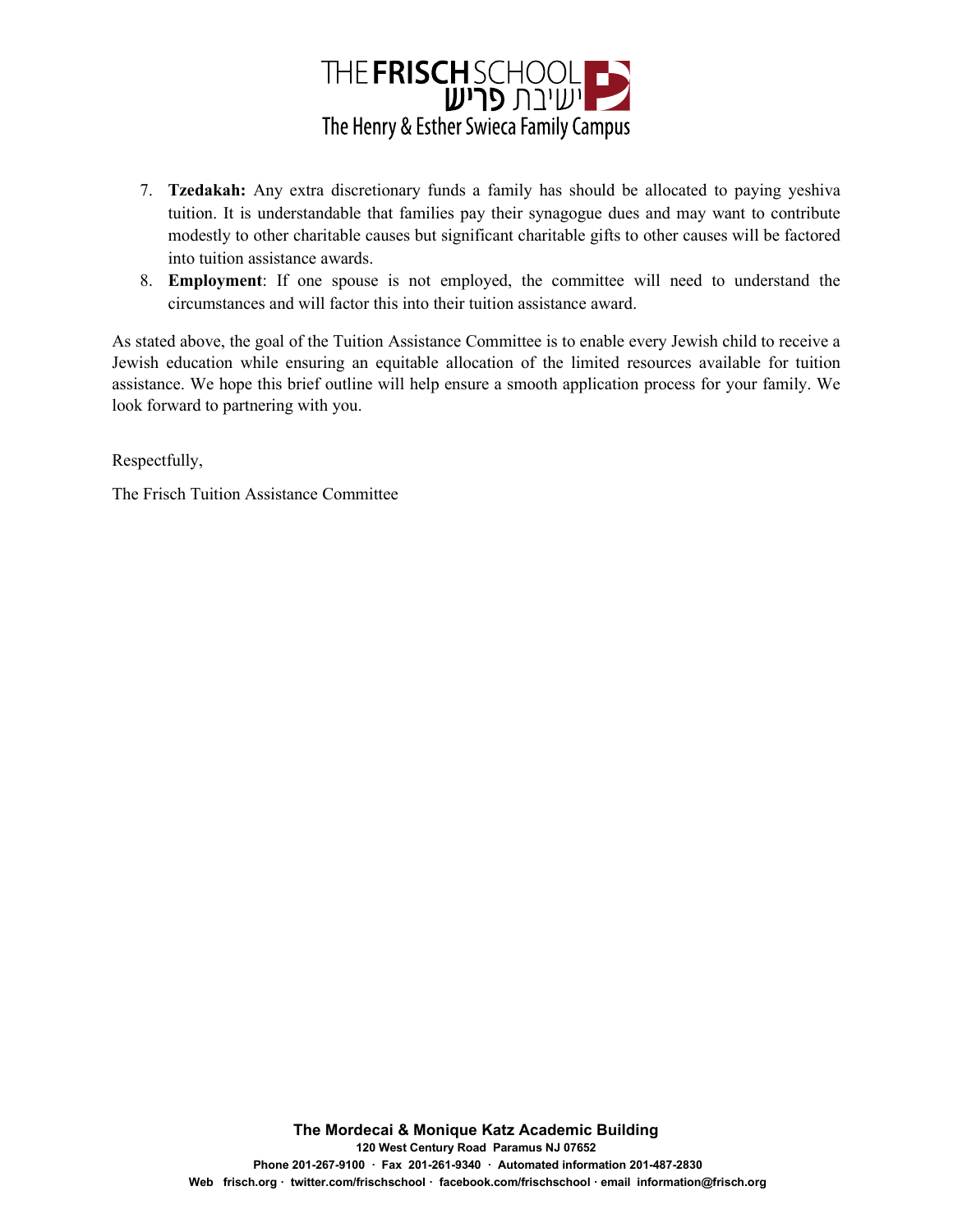7. **Tzedakah:** Any extra discretionary funds a family has should be allocated to paying yeshiva tuition. It is understandable that families pay their synagogue dues and may want to contribute modestly to other charitable causes but significant charitable gifts to other causes will be factored into tuition assistance awards.
8. **Employment**: If one spouse is not employed, the committee will need to understand the circumstances and will factor this into their tuition assistance award.

As stated above, the goal of the Tuition Assistance Committee is to enable every Jewish child to receive a Jewish education while ensuring an equitable allocation of the limited resources available for tuition assistance. We hope this brief outline will help ensure a smooth application process for your family. We look forward to partnering with you.

Respectfully,

The Frisch Tuition Assistance Committee